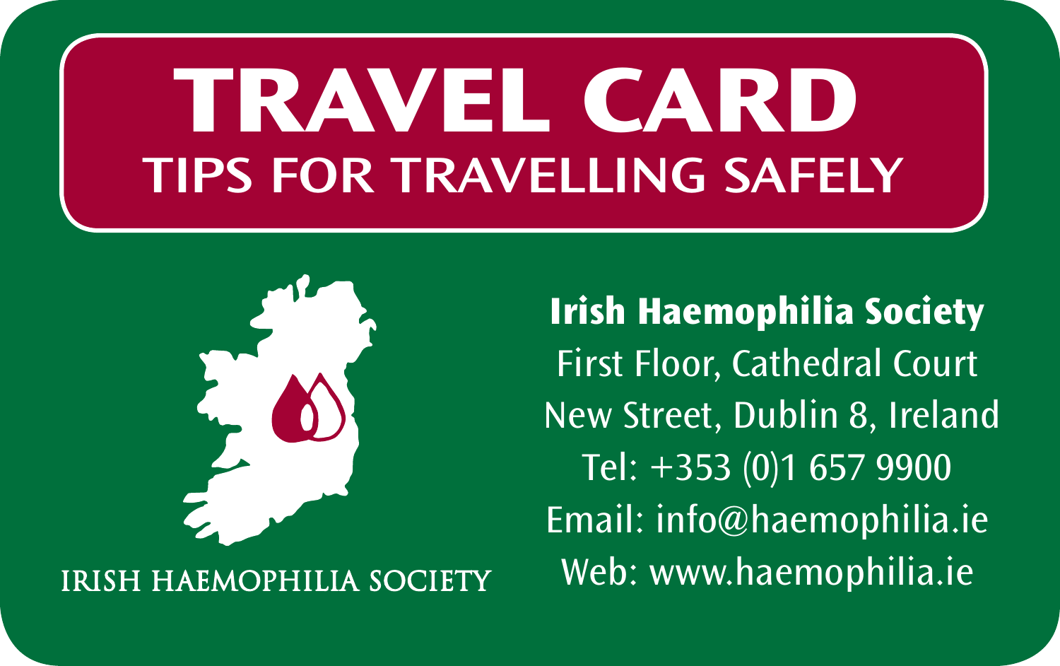# TRAVEL CARD

## TIPS FOR TRAVELLING SAFELY

IRISH HAEMOPHILIA SOCIETY

**Irish Haemophilia Society**

First Floor, Cathedral Court

New Street, Dublin 8, Ireland

Tel: +353 (0)1 657 9900

Email: info@haemophilia.ie

Web: www.haemophilia.ie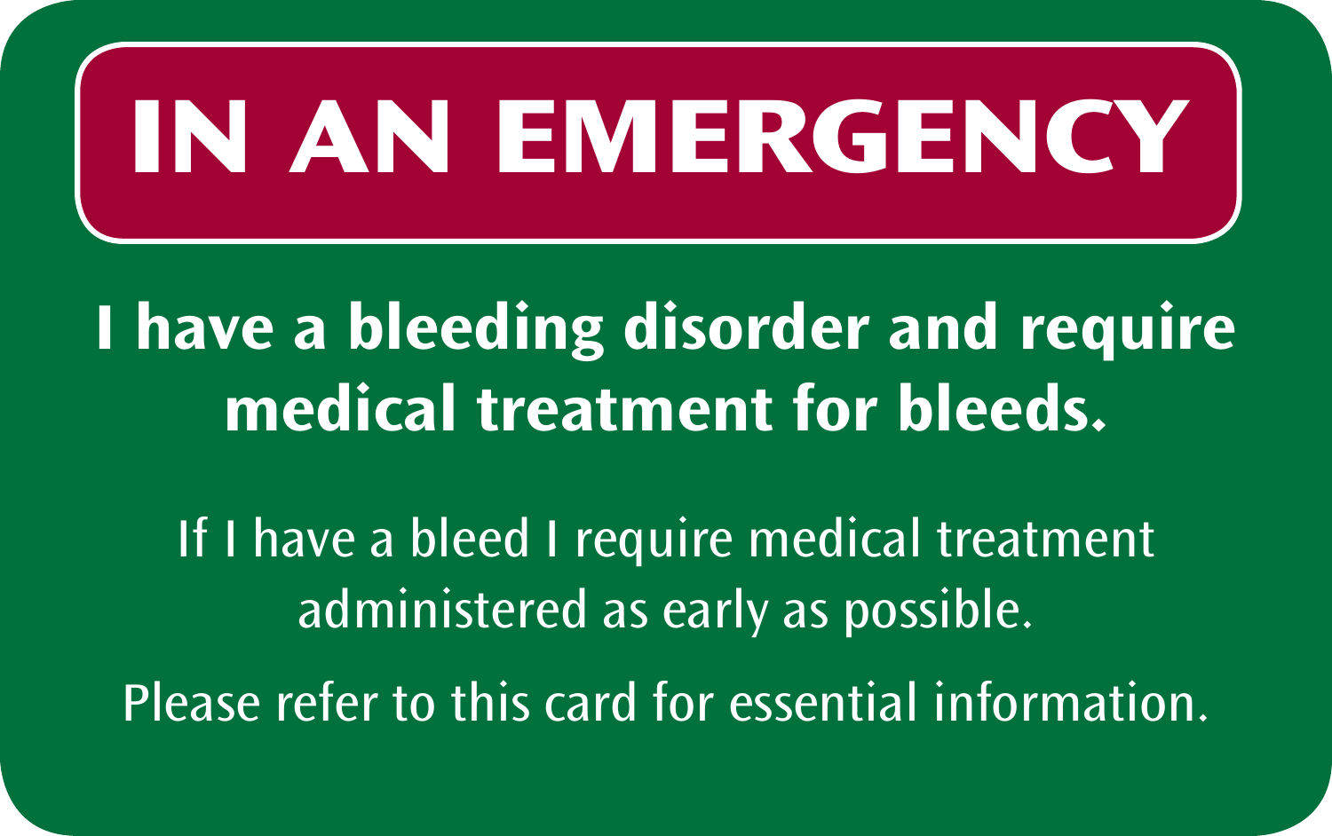# IN AN EMERGENCY

**I have a bleeding disorder and require medical treatment for bleeds.**

If I have a bleed I require medical treatment administered as early as possible.

Please refer to this card for essential information.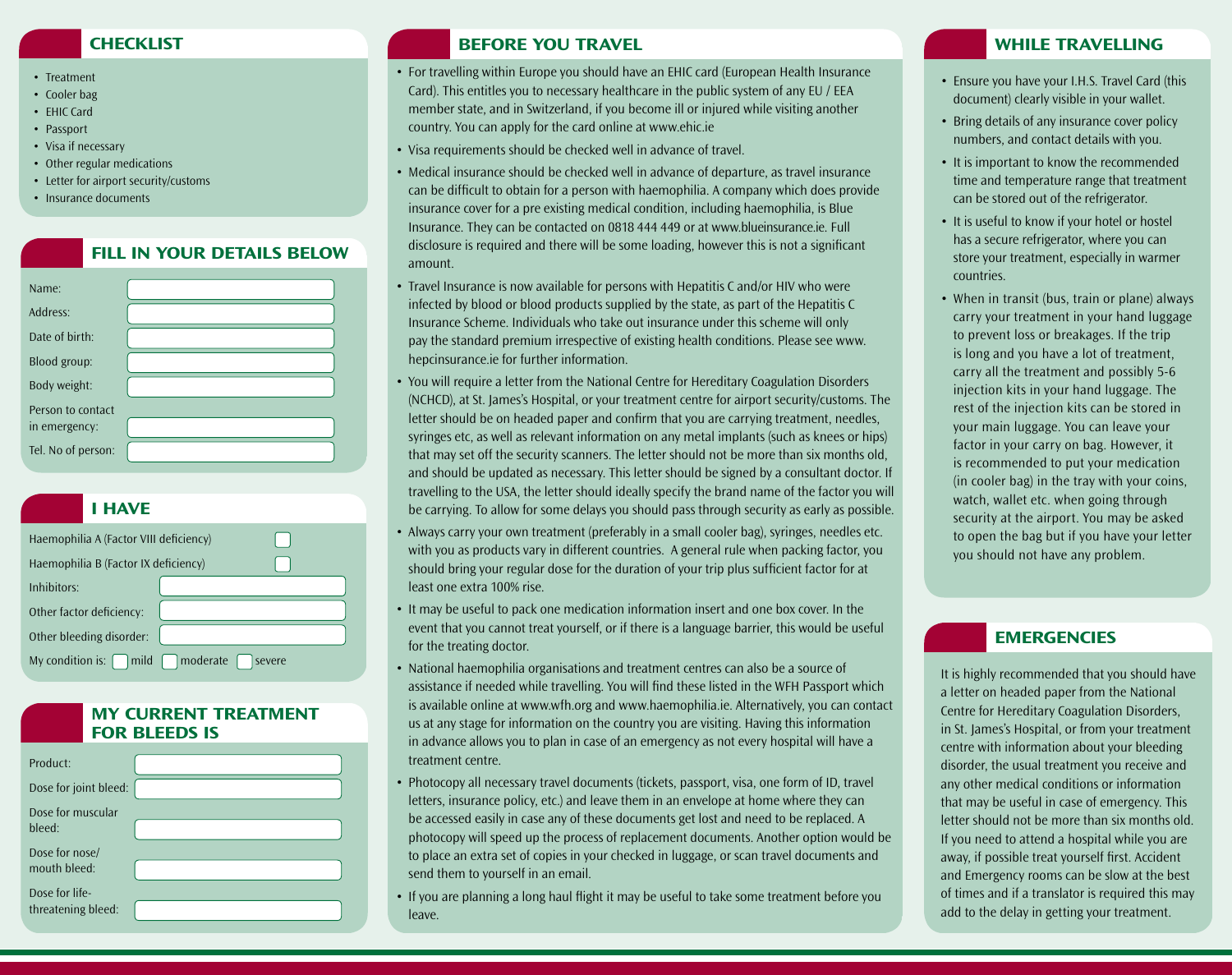## CHECKLIST

- Treatment
- Cooler bag
- EHIC Card
- Passport
- Visa if necessary
- Other regular medications
- Letter for airport security/customs
- Insurance documents

## FILL IN YOUR DETAILS BELOW

| | |
|---|---|
| Name: | |
| Address: | |
| Date of birth: | |
| Blood group: | |
| Body weight: | |
| Person to contact in emergency: | |
| Tel. No of person: | |

## I HAVE

| | |
|---|---|
| Haemophilia A (Factor VIII deficiency) | ☐ |
| Haemophilia B (Factor IX deficiency) | ☐ |
| Inhibitors: | |
| Other factor deficiency: | |
| Other bleeding disorder: | |

My condition is: ☐ mild ☐ moderate ☐ severe

## MY CURRENT TREATMENT FOR BLEEDS IS

| | |
|---|---|
| Product: | |
| Dose for joint bleed: | |
| Dose for muscular bleed: | |
| Dose for nose/ mouth bleed: | |
| Dose for life-threatening bleed: | |

## BEFORE YOU TRAVEL

- For travelling within Europe you should have an EHIC card (European Health Insurance Card). This entitles you to necessary healthcare in the public system of any EU / EEA member state, and in Switzerland, if you become ill or injured while visiting another country. You can apply for the card online at www.ehic.ie
- Visa requirements should be checked well in advance of travel.
- Medical insurance should be checked well in advance of departure, as travel insurance can be difficult to obtain for a person with haemophilia. A company which does provide insurance cover for a pre existing medical condition, including haemophilia, is Blue Insurance. They can be contacted on 0818 444 449 or at www.blueinsurance.ie. Full disclosure is required and there will be some loading, however this is not a significant amount.
- Travel Insurance is now available for persons with Hepatitis C and/or HIV who were infected by blood or blood products supplied by the state, as part of the Hepatitis C Insurance Scheme. Individuals who take out insurance under this scheme will only pay the standard premium irrespective of existing health conditions. Please see www.hepcinsurance.ie for further information.
- You will require a letter from the National Centre for Hereditary Coagulation Disorders (NCHCD), at St. James's Hospital, or your treatment centre for airport security/customs. The letter should be on headed paper and confirm that you are carrying treatment, needles, syringes etc, as well as relevant information on any metal implants (such as knees or hips) that may set off the security scanners. The letter should not be more than six months old, and should be updated as necessary. This letter should be signed by a consultant doctor. If travelling to the USA, the letter should ideally specify the brand name of the factor you will be carrying. To allow for some delays you should pass through security as early as possible.
- Always carry your own treatment (preferably in a small cooler bag), syringes, needles etc. with you as products vary in different countries. A general rule when packing factor, you should bring your regular dose for the duration of your trip plus sufficient factor for at least one extra 100% rise.
- It may be useful to pack one medication information insert and one box cover. In the event that you cannot treat yourself, or if there is a language barrier, this would be useful for the treating doctor.
- National haemophilia organisations and treatment centres can also be a source of assistance if needed while travelling. You will find these listed in the WFH Passport which is available online at www.wfh.org and www.haemophilia.ie. Alternatively, you can contact us at any stage for information on the country you are visiting. Having this information in advance allows you to plan in case of an emergency as not every hospital will have a treatment centre.
- Photocopy all necessary travel documents (tickets, passport, visa, one form of ID, travel letters, insurance policy, etc.) and leave them in an envelope at home where they can be accessed easily in case any of these documents get lost and need to be replaced. A photocopy will speed up the process of replacement documents. Another option would be to place an extra set of copies in your checked in luggage, or scan travel documents and send them to yourself in an email.
- If you are planning a long haul flight it may be useful to take some treatment before you leave.

## WHILE TRAVELLING

- Ensure you have your I.H.S. Travel Card (this document) clearly visible in your wallet.
- Bring details of any insurance cover policy numbers, and contact details with you.
- It is important to know the recommended time and temperature range that treatment can be stored out of the refrigerator.
- It is useful to know if your hotel or hostel has a secure refrigerator, where you can store your treatment, especially in warmer countries.
- When in transit (bus, train or plane) always carry your treatment in your hand luggage to prevent loss or breakages. If the trip is long and you have a lot of treatment, carry all the treatment and possibly 5-6 injection kits in your hand luggage. The rest of the injection kits can be stored in your main luggage. You can leave your factor in your carry on bag. However, it is recommended to put your medication (in cooler bag) in the tray with your coins, watch, wallet etc. when going through security at the airport. You may be asked to open the bag but if you have your letter you should not have any problem.

## EMERGENCIES

It is highly recommended that you should have a letter on headed paper from the National Centre for Hereditary Coagulation Disorders, in St. James's Hospital, or from your treatment centre with information about your bleeding disorder, the usual treatment you receive and any other medical conditions or information that may be useful in case of emergency. This letter should not be more than six months old. If you need to attend a hospital while you are away, if possible treat yourself first. Accident and Emergency rooms can be slow at the best of times and if a translator is required this may add to the delay in getting your treatment.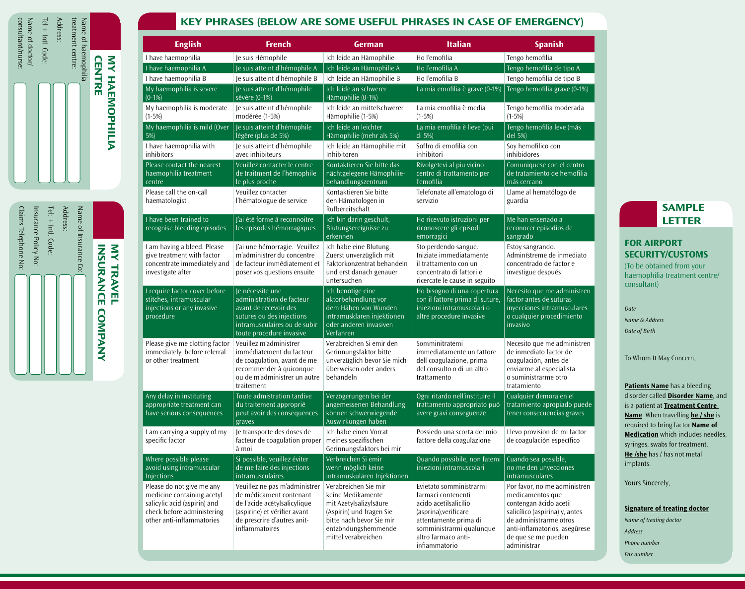## MY HAEMOPHILIA CENTRE

Name of haemophilia treatment centre:

Address:

Tel + Intl. Code:

Name of doctor/ consultant/nurse:

## MY TRAVEL INSURANCE COMPANY

Name of Insurance Co:

Address:

Tel: + Intl. Code:

Insurance Policy No:

Claims Telephone No:

## KEY PHRASES (BELOW ARE SOME USEFUL PHRASES IN CASE OF EMERGENCY)

| English | French | German | Italian | Spanish |
|---|---|---|---|---|
| I have haemophilia | Je suis Hémophile | Ich leide an Hämophilie | Ho l'emofilia | Tengo hemofilia |
| I have haemophilia A | Je suis atteint d'hémophile A | Ich leide an Hämophilie A | Ho l'emofilia A | Tengo hemofilia de tipo A |
| I have haemophilia B | Je suis atteint d'hémophile B | Ich leide an Hämophilie B | Ho l'emofilia B | Tengo hemofilia de tipo B |
| My haemophilia is severe (0-1%) | Je suis atteint d'hémophile sévère (0-1%) | Ich leide an schwerer Hämophilie (0-1%) | La mia emofilia è grave (0-1%) | Tengo hemofilia grave (0-1%) |
| My haemophilia is moderate (1-5%) | Je suis atteint d'hémophile modérée (1-5%) | Ich leide an mittelschwerer Hämophilie (1-5%) | La mia emofilia è media (1-5%) | Tengo hemofilia moderada (1-5%) |
| My haemophilia is mild (Over 5%) | Je suis atteint d'hémophile légère (plus de 5%) | Ich leide an leichter Hämophilie (mehr als 5%) | La mia emofilia è lieve (pui di 5%) | Tengo hemofilia leve (más del 5%) |
| I have haemophilia with inhibitors | Je suis atteint d'hémophile avec inhibiteurs | Ich leide an Hämophilie mit Inhibitoren | Soffro di emofilia con inhibitori | Soy hemofílico con inhibidores |
| Please contact the nearest haemophilia treatment centre | Veuillez contacter le centre de traitment de l'hémophile le plus proche | Kontaktieren Sie bitte das nächtgelegene Hämophilie-behandlungszentrum | Rivolgetevi al piu vicino centro di trattamento per l'emofilia | Comuniquese con el centro de tratamiento de hemofilia más cercano |
| Please call the on-call haematologist | Veuillez contacter l'hématologue de service | Kontaktieren Sie bitte den Hämatologen in Rufbereitschaft | Telefonate all'ematologo di servizio | Llame al hematólogo de guardia |
| I have been trained to recognise bleeding episodes | J'ai été forme à reconnoitre les episodes hémorragiques | Ich bin darin geschult, Blutungsereignisse zu erkennen | Ho ricevuto istruzioni per riconoscere gli episodi emorragici | Me han ensenado a reconocer episodios de sangrado |
| I am having a bleed. Please give treatment with factor concentrate immediately and investigate after | J'ai une hémorragie. Veuillez m'administrer du concentre de facteur immédiatement et poser vos questions ensuite | Ich habe eine Blutung. Zuerst unverzüglich mit Faktorkonzentrat behandeln und erst danach genauer untersuchen | Sto perdendo sangue. Iniziate immediatamente il trattamento con un concentrato di fattori e ricercate le cause in seguito | Estoy sangrando. Adminístreme de inmediato concentrado de factor e investigue después |
| I require factor cover before stitches, intramuscular injections or any invasive procedure | Je nécessite une administration de facteur avant de recevoir des sutures ou des injections intramusculaires ou de subir toute procedure invasive | Ich benötige eine aktorbehandlung vor dem Hähen von Wunden intramusklaren injektionen oder anderen invasiven Verfahren | Ho bisogno di una copertura con il fattore prima di suture, iniezioni intramuscolari o altre procedure invasive | Necesito que me administren factor antes de suturas inyecciones intramusculares o cualquier procedimiento invasivo |
| Please give me clotting factor immediately, before referral or other treatment | Veuillez m'administrer immédiatement du facteur de coagulation, avant de me recommender à quiconque ou de m'administrer un autre traitement | Verabreichen Si emir den Gerinnungsfaktor bitte unverzüglich bevor Sie mich überweisen oder anders behandeln | Somministratemi immediatamente un fattore dell coagulazione, prima del consulto o di un altro trattamento | Necesito que me administren de inmediato factor de coagulación, antes de enviarme al especialista o suministrarme otro tratamiento |
| Any delay in instituting appropriate treatment can have serious consequences | Toute admistration tardive du traitement approprié peut avoir des consequences graves | Verzögerungen bei der angemessenen Behandlung können schwerwiegende Auswirkungen haben | Ogni ritardo nell'instituire il trattamento appropriato puó avere gravi conseguenze | Cualquier demora en el tratamiento apropiado puede tener consecuencias graves |
| I am carrying a supply of my specific factor | Je transporte des doses de facteur de coagulation proper à moi | Ich habe einen Vorrat meines spezifischen Gerinnungsfaktors bei mir | Possiedo una scorta del mio fattore della coagulazione | Llevo provision de mi factor de coagulación específico |
| Where possible please avoid using intramuscular Injections | Si possible, veuillez éviter de me faire des injections intramusculaires | Verbreichen Si emir wenn möglich keine intramuskulären Injektionen | Quando possibile, non fatemi iniezioni intramuscolari | Cuando sea possible, no me den unyecciones intramusculares |
| Please do not give me any medicine containing acetyl salicylic acid (aspirin) and check before administering other anti-inflammatories | Veuillez ne pas m'administrer de médicament contenant de l'acide acétylsalicylique (aspirine) et vérifier avant de prescrire d'autres anit-inflammatoires | Verabreichen Sie mir keine Medikamente mit Azetylsalizylsäure (Aspirin) und fragen Sie bitte nach bevor Sie mir entzündungshemmende mittel verabreichen | Evietato somministrarmi farmaci contenenti acido acetilsalicilio (asprina),verificare attentamente prima di somministrarmi qualunque altro farmaco anti-infiammatorio | Por favor, no me administren medicamentos que contengan ácido acetil salicílico )aspirina) y, antes de administrarme otros anti-inflamatorios, asegúrese de que se me pueden administrar |

## SAMPLE LETTER

### FOR AIRPORT SECURITY/CUSTOMS

(To be obtained from your haemophilia treatment centre/ consultant)

*Date*

*Name & Address*

*Date of Birth*

To Whom It May Concern,

**Patients Name** has a bleeding disorder called **Disorder Name**, and is a patient at **Treatment Centre Name**. When travelling **he / she** is required to bring factor **Name of Medication** which includes needles, syringes, swabs for treatment. **He /she** has / has not metal implants.

Yours Sincerely,

**Signature of treating doctor**

*Name of treating doctor*

*Address*

*Phone number*

*Fax number*